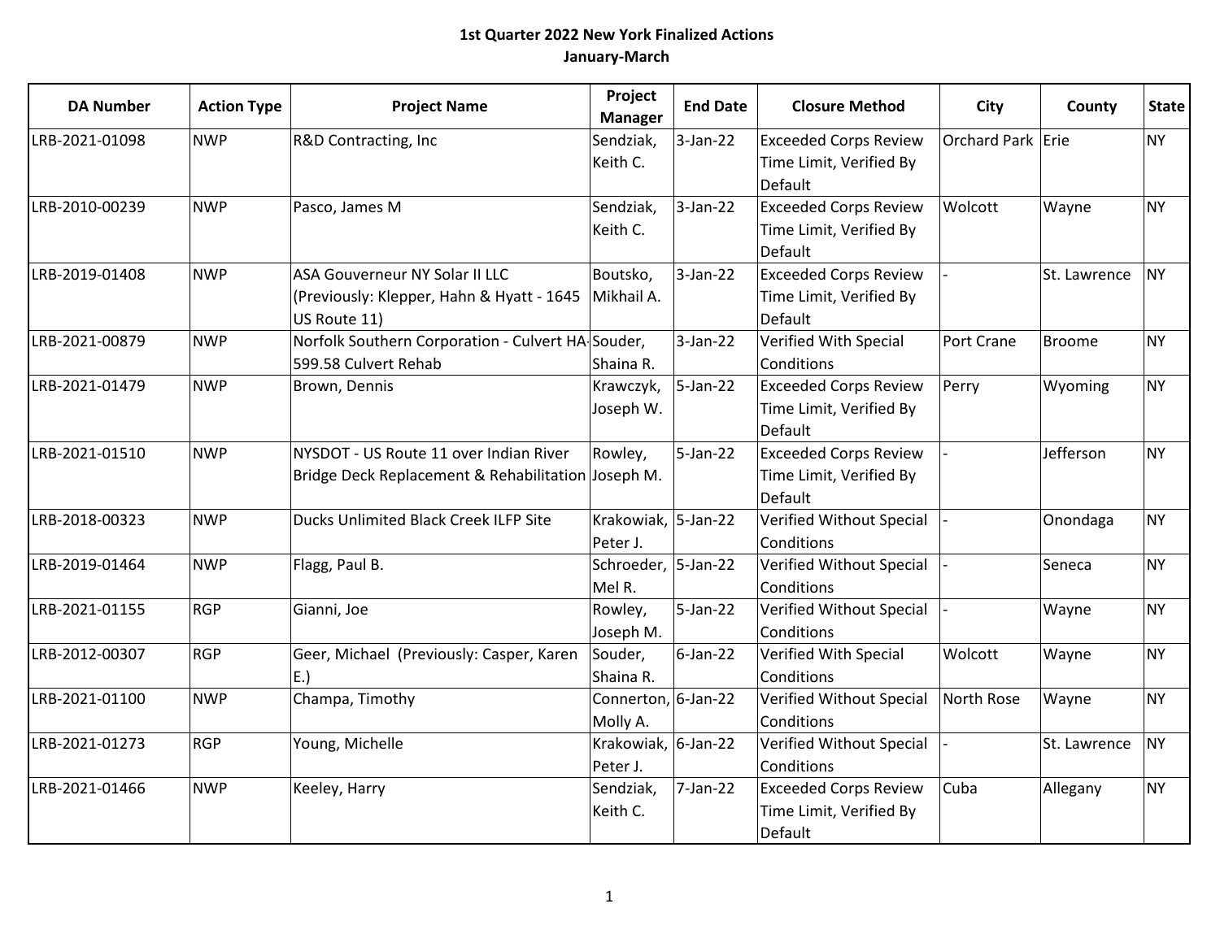# 1st Quarter 2022 New York Finalized Actions

## January-March

| DA Number | Action Type | Project Name | Project Manager | End Date | Closure Method | City | County | State |
|---|---|---|---|---|---|---|---|---|
| LRB-2021-01098 | NWP | R&D Contracting, Inc | Sendziak, Keith C. | 3-Jan-22 | Exceeded Corps Review Time Limit, Verified By Default | Orchard Park | Erie | NY |
| LRB-2010-00239 | NWP | Pasco, James M | Sendziak, Keith C. | 3-Jan-22 | Exceeded Corps Review Time Limit, Verified By Default | Wolcott | Wayne | NY |
| LRB-2019-01408 | NWP | ASA Gouverneur NY Solar II LLC (Previously: Klepper, Hahn & Hyatt - 1645 US Route 11) | Boutsko, Mikhail A. | 3-Jan-22 | Exceeded Corps Review Time Limit, Verified By Default | - | St. Lawrence | NY |
| LRB-2021-00879 | NWP | Norfolk Southern Corporation - Culvert HA-599.58 Culvert Rehab | Souder, Shaina R. | 3-Jan-22 | Verified With Special Conditions | Port Crane | Broome | NY |
| LRB-2021-01479 | NWP | Brown, Dennis | Krawczyk, Joseph W. | 5-Jan-22 | Exceeded Corps Review Time Limit, Verified By Default | Perry | Wyoming | NY |
| LRB-2021-01510 | NWP | NYSDOT - US Route 11 over Indian River Bridge Deck Replacement & Rehabilitation | Rowley, Joseph M. | 5-Jan-22 | Exceeded Corps Review Time Limit, Verified By Default | - | Jefferson | NY |
| LRB-2018-00323 | NWP | Ducks Unlimited Black Creek ILFP Site | Krakowiak, Peter J. | 5-Jan-22 | Verified Without Special Conditions | - | Onondaga | NY |
| LRB-2019-01464 | NWP | Flagg, Paul B. | Schroeder, Mel R. | 5-Jan-22 | Verified Without Special Conditions | - | Seneca | NY |
| LRB-2021-01155 | RGP | Gianni, Joe | Rowley, Joseph M. | 5-Jan-22 | Verified Without Special Conditions | - | Wayne | NY |
| LRB-2012-00307 | RGP | Geer, Michael (Previously: Casper, Karen E.) | Souder, Shaina R. | 6-Jan-22 | Verified With Special Conditions | Wolcott | Wayne | NY |
| LRB-2021-01100 | NWP | Champa, Timothy | Connerton, Molly A. | 6-Jan-22 | Verified Without Special Conditions | North Rose | Wayne | NY |
| LRB-2021-01273 | RGP | Young, Michelle | Krakowiak, Peter J. | 6-Jan-22 | Verified Without Special Conditions | - | St. Lawrence | NY |
| LRB-2021-01466 | NWP | Keeley, Harry | Sendziak, Keith C. | 7-Jan-22 | Exceeded Corps Review Time Limit, Verified By Default | Cuba | Allegany | NY |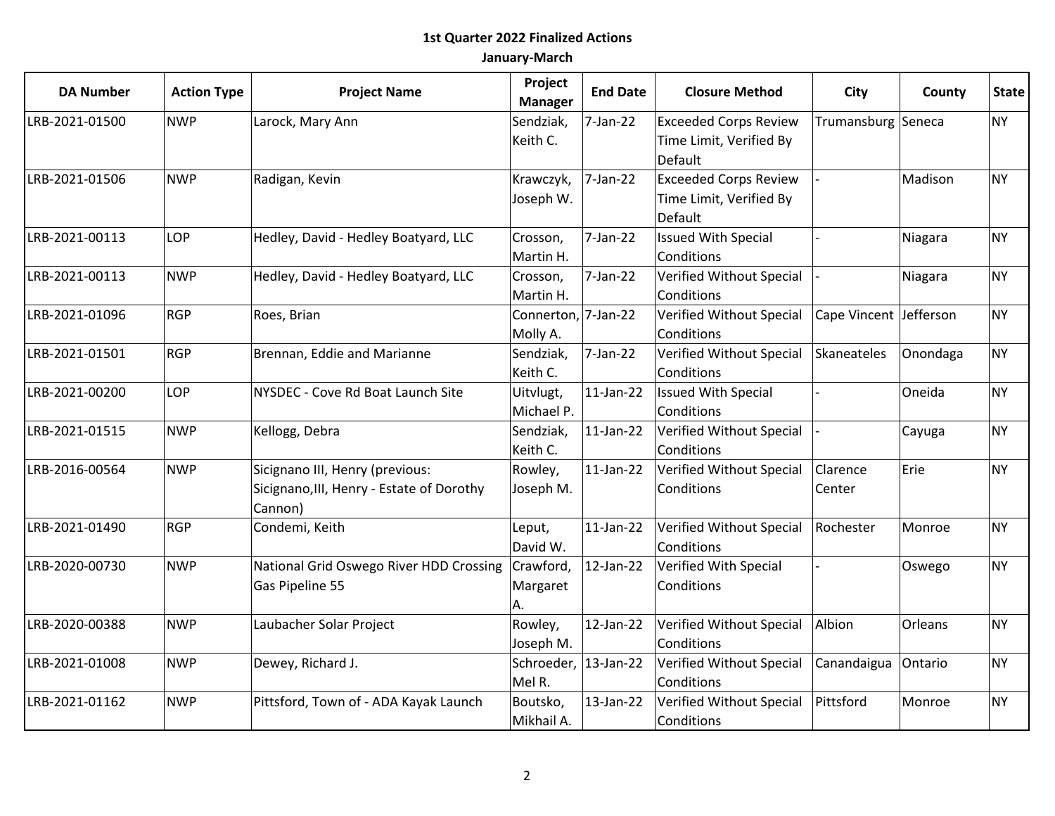**1st Quarter 2022 Finalized Actions**

**January-March**

| DA Number | Action Type | Project Name | Project Manager | End Date | Closure Method | City | County | State |
|---|---|---|---|---|---|---|---|---|
| LRB-2021-01500 | NWP | Larock, Mary Ann | Sendziak, Keith C. | 7-Jan-22 | Exceeded Corps Review Time Limit, Verified By Default | Trumansburg | Seneca | NY |
| LRB-2021-01506 | NWP | Radigan, Kevin | Krawczyk, Joseph W. | 7-Jan-22 | Exceeded Corps Review Time Limit, Verified By Default | - | Madison | NY |
| LRB-2021-00113 | LOP | Hedley, David - Hedley Boatyard, LLC | Crosson, Martin H. | 7-Jan-22 | Issued With Special Conditions | - | Niagara | NY |
| LRB-2021-00113 | NWP | Hedley, David - Hedley Boatyard, LLC | Crosson, Martin H. | 7-Jan-22 | Verified Without Special Conditions | - | Niagara | NY |
| LRB-2021-01096 | RGP | Roes, Brian | Connerton, Molly A. | 7-Jan-22 | Verified Without Special Conditions | Cape Vincent | Jefferson | NY |
| LRB-2021-01501 | RGP | Brennan, Eddie and Marianne | Sendziak, Keith C. | 7-Jan-22 | Verified Without Special Conditions | Skaneateles | Onondaga | NY |
| LRB-2021-00200 | LOP | NYSDEC - Cove Rd Boat Launch Site | Uitvlugt, Michael P. | 11-Jan-22 | Issued With Special Conditions | - | Oneida | NY |
| LRB-2021-01515 | NWP | Kellogg, Debra | Sendziak, Keith C. | 11-Jan-22 | Verified Without Special Conditions | - | Cayuga | NY |
| LRB-2016-00564 | NWP | Sicignano III, Henry (previous: Sicignano,III, Henry - Estate of Dorothy Cannon) | Rowley, Joseph M. | 11-Jan-22 | Verified Without Special Conditions | Clarence Center | Erie | NY |
| LRB-2021-01490 | RGP | Condemi, Keith | Leput, David W. | 11-Jan-22 | Verified Without Special Conditions | Rochester | Monroe | NY |
| LRB-2020-00730 | NWP | National Grid Oswego River HDD Crossing Gas Pipeline 55 | Crawford, Margaret A. | 12-Jan-22 | Verified With Special Conditions | - | Oswego | NY |
| LRB-2020-00388 | NWP | Laubacher Solar Project | Rowley, Joseph M. | 12-Jan-22 | Verified Without Special Conditions | Albion | Orleans | NY |
| LRB-2021-01008 | NWP | Dewey, Richard J. | Schroeder, Mel R. | 13-Jan-22 | Verified Without Special Conditions | Canandaigua | Ontario | NY |
| LRB-2021-01162 | NWP | Pittsford, Town of - ADA Kayak Launch | Boutsko, Mikhail A. | 13-Jan-22 | Verified Without Special Conditions | Pittsford | Monroe | NY |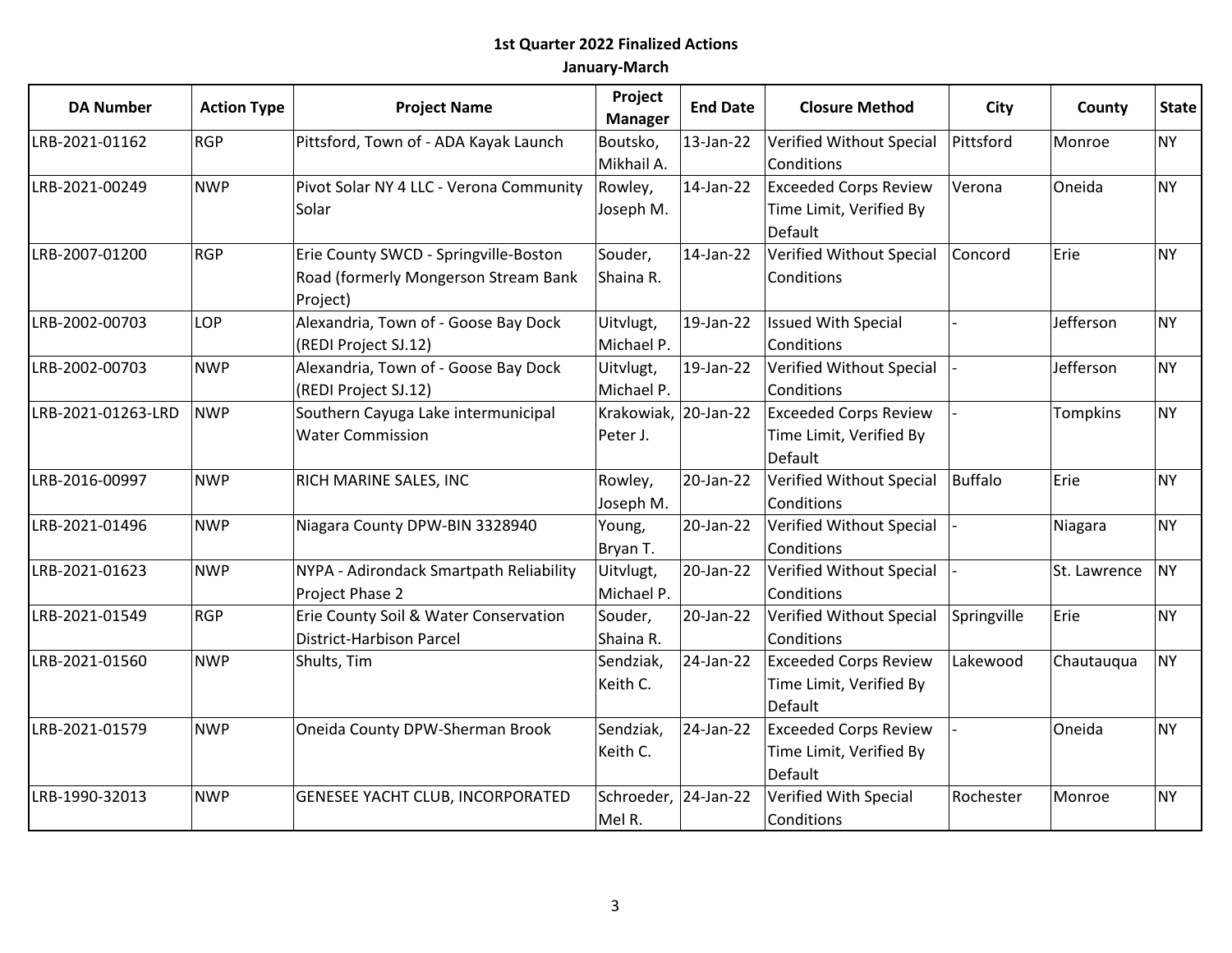**1st Quarter 2022 Finalized Actions**

**January-March**

| DA Number | Action Type | Project Name | Project Manager | End Date | Closure Method | City | County | State |
|---|---|---|---|---|---|---|---|---|
| LRB-2021-01162 | RGP | Pittsford, Town of - ADA Kayak Launch | Boutsko, Mikhail A. | 13-Jan-22 | Verified Without Special Conditions | Pittsford | Monroe | NY |
| LRB-2021-00249 | NWP | Pivot Solar NY 4 LLC - Verona Community Solar | Rowley, Joseph M. | 14-Jan-22 | Exceeded Corps Review Time Limit, Verified By Default | Verona | Oneida | NY |
| LRB-2007-01200 | RGP | Erie County SWCD - Springville-Boston Road (formerly Mongerson Stream Bank Project) | Souder, Shaina R. | 14-Jan-22 | Verified Without Special Conditions | Concord | Erie | NY |
| LRB-2002-00703 | LOP | Alexandria, Town of - Goose Bay Dock (REDI Project SJ.12) | Uitvlugt, Michael P. | 19-Jan-22 | Issued With Special Conditions | - | Jefferson | NY |
| LRB-2002-00703 | NWP | Alexandria, Town of - Goose Bay Dock (REDI Project SJ.12) | Uitvlugt, Michael P. | 19-Jan-22 | Verified Without Special Conditions | - | Jefferson | NY |
| LRB-2021-01263-LRD | NWP | Southern Cayuga Lake intermunicipal Water Commission | Krakowiak, Peter J. | 20-Jan-22 | Exceeded Corps Review Time Limit, Verified By Default | - | Tompkins | NY |
| LRB-2016-00997 | NWP | RICH MARINE SALES, INC | Rowley, Joseph M. | 20-Jan-22 | Verified Without Special Conditions | Buffalo | Erie | NY |
| LRB-2021-01496 | NWP | Niagara County DPW-BIN 3328940 | Young, Bryan T. | 20-Jan-22 | Verified Without Special Conditions | - | Niagara | NY |
| LRB-2021-01623 | NWP | NYPA - Adirondack Smartpath Reliability Project Phase 2 | Uitvlugt, Michael P. | 20-Jan-22 | Verified Without Special Conditions | - | St. Lawrence | NY |
| LRB-2021-01549 | RGP | Erie County Soil & Water Conservation District-Harbison Parcel | Souder, Shaina R. | 20-Jan-22 | Verified Without Special Conditions | Springville | Erie | NY |
| LRB-2021-01560 | NWP | Shults, Tim | Sendziak, Keith C. | 24-Jan-22 | Exceeded Corps Review Time Limit, Verified By Default | Lakewood | Chautauqua | NY |
| LRB-2021-01579 | NWP | Oneida County DPW-Sherman Brook | Sendziak, Keith C. | 24-Jan-22 | Exceeded Corps Review Time Limit, Verified By Default | - | Oneida | NY |
| LRB-1990-32013 | NWP | GENESEE YACHT CLUB, INCORPORATED | Schroeder, Mel R. | 24-Jan-22 | Verified With Special Conditions | Rochester | Monroe | NY |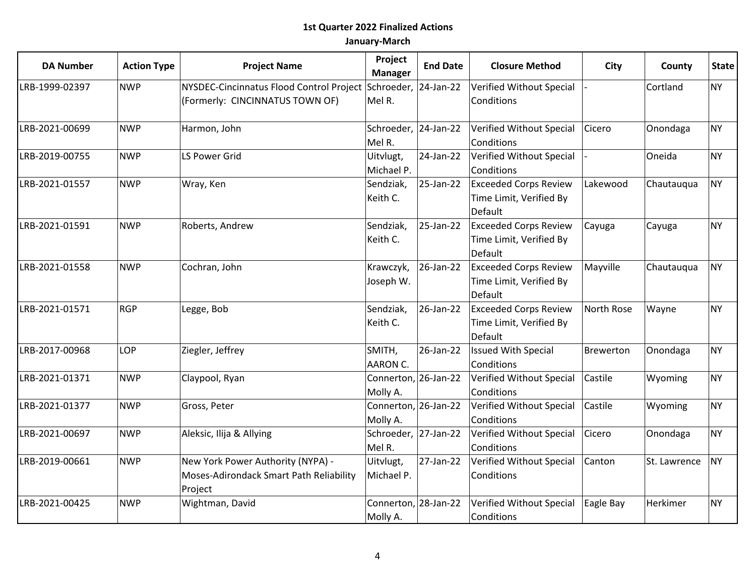**1st Quarter 2022 Finalized Actions**

**January-March**

| DA Number | Action Type | Project Name | Project Manager | End Date | Closure Method | City | County | State |
|---|---|---|---|---|---|---|---|---|
| LRB-1999-02397 | NWP | NYSDEC-Cincinnatus Flood Control Project (Formerly: CINCINNATUS TOWN OF) | Schroeder, Mel R. | 24-Jan-22 | Verified Without Special Conditions | - | Cortland | NY |
| LRB-2021-00699 | NWP | Harmon, John | Schroeder, Mel R. | 24-Jan-22 | Verified Without Special Conditions | Cicero | Onondaga | NY |
| LRB-2019-00755 | NWP | LS Power Grid | Uitvlugt, Michael P. | 24-Jan-22 | Verified Without Special Conditions | - | Oneida | NY |
| LRB-2021-01557 | NWP | Wray, Ken | Sendziak, Keith C. | 25-Jan-22 | Exceeded Corps Review Time Limit, Verified By Default | Lakewood | Chautauqua | NY |
| LRB-2021-01591 | NWP | Roberts, Andrew | Sendziak, Keith C. | 25-Jan-22 | Exceeded Corps Review Time Limit, Verified By Default | Cayuga | Cayuga | NY |
| LRB-2021-01558 | NWP | Cochran, John | Krawczyk, Joseph W. | 26-Jan-22 | Exceeded Corps Review Time Limit, Verified By Default | Mayville | Chautauqua | NY |
| LRB-2021-01571 | RGP | Legge, Bob | Sendziak, Keith C. | 26-Jan-22 | Exceeded Corps Review Time Limit, Verified By Default | North Rose | Wayne | NY |
| LRB-2017-00968 | LOP | Ziegler, Jeffrey | SMITH, AARON C. | 26-Jan-22 | Issued With Special Conditions | Brewerton | Onondaga | NY |
| LRB-2021-01371 | NWP | Claypool, Ryan | Connerton, Molly A. | 26-Jan-22 | Verified Without Special Conditions | Castile | Wyoming | NY |
| LRB-2021-01377 | NWP | Gross, Peter | Connerton, Molly A. | 26-Jan-22 | Verified Without Special Conditions | Castile | Wyoming | NY |
| LRB-2021-00697 | NWP | Aleksic, Ilija & Allying | Schroeder, Mel R. | 27-Jan-22 | Verified Without Special Conditions | Cicero | Onondaga | NY |
| LRB-2019-00661 | NWP | New York Power Authority (NYPA) - Moses-Adirondack Smart Path Reliability Project | Uitvlugt, Michael P. | 27-Jan-22 | Verified Without Special Conditions | Canton | St. Lawrence | NY |
| LRB-2021-00425 | NWP | Wightman, David | Connerton, Molly A. | 28-Jan-22 | Verified Without Special Conditions | Eagle Bay | Herkimer | NY |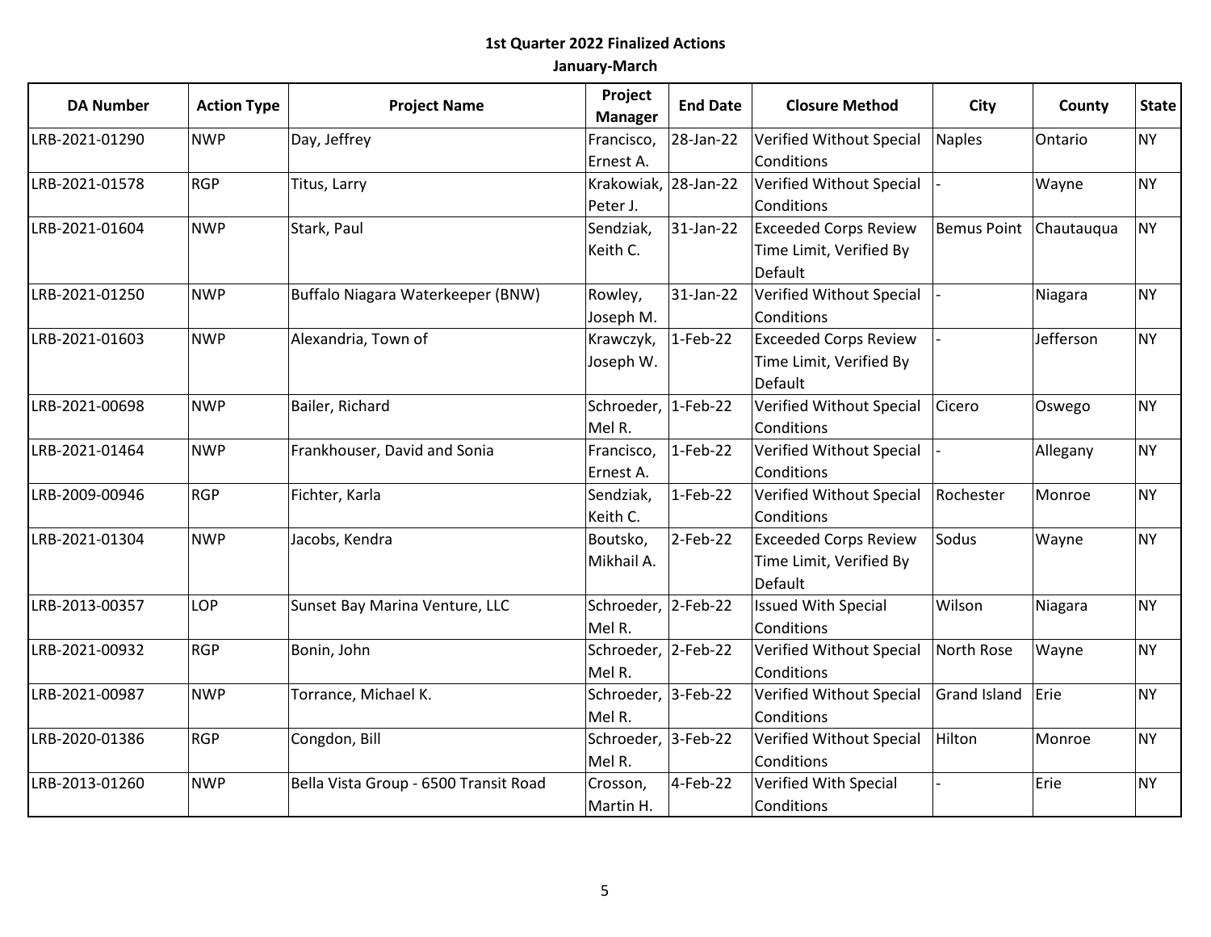**1st Quarter 2022 Finalized Actions**

**January-March**

| DA Number | Action Type | Project Name | Project Manager | End Date | Closure Method | City | County | State |
|---|---|---|---|---|---|---|---|---|
| LRB-2021-01290 | NWP | Day, Jeffrey | Francisco, Ernest A. | 28-Jan-22 | Verified Without Special Conditions | Naples | Ontario | NY |
| LRB-2021-01578 | RGP | Titus, Larry | Krakowiak, Peter J. | 28-Jan-22 | Verified Without Special Conditions | - | Wayne | NY |
| LRB-2021-01604 | NWP | Stark, Paul | Sendziak, Keith C. | 31-Jan-22 | Exceeded Corps Review Time Limit, Verified By Default | Bemus Point | Chautauqua | NY |
| LRB-2021-01250 | NWP | Buffalo Niagara Waterkeeper (BNW) | Rowley, Joseph M. | 31-Jan-22 | Verified Without Special Conditions | - | Niagara | NY |
| LRB-2021-01603 | NWP | Alexandria, Town of | Krawczyk, Joseph W. | 1-Feb-22 | Exceeded Corps Review Time Limit, Verified By Default | - | Jefferson | NY |
| LRB-2021-00698 | NWP | Bailer, Richard | Schroeder, Mel R. | 1-Feb-22 | Verified Without Special Conditions | Cicero | Oswego | NY |
| LRB-2021-01464 | NWP | Frankhouser, David and Sonia | Francisco, Ernest A. | 1-Feb-22 | Verified Without Special Conditions | - | Allegany | NY |
| LRB-2009-00946 | RGP | Fichter, Karla | Sendziak, Keith C. | 1-Feb-22 | Verified Without Special Conditions | Rochester | Monroe | NY |
| LRB-2021-01304 | NWP | Jacobs, Kendra | Boutsko, Mikhail A. | 2-Feb-22 | Exceeded Corps Review Time Limit, Verified By Default | Sodus | Wayne | NY |
| LRB-2013-00357 | LOP | Sunset Bay Marina Venture, LLC | Schroeder, Mel R. | 2-Feb-22 | Issued With Special Conditions | Wilson | Niagara | NY |
| LRB-2021-00932 | RGP | Bonin, John | Schroeder, Mel R. | 2-Feb-22 | Verified Without Special Conditions | North Rose | Wayne | NY |
| LRB-2021-00987 | NWP | Torrance, Michael K. | Schroeder, Mel R. | 3-Feb-22 | Verified Without Special Conditions | Grand Island | Erie | NY |
| LRB-2020-01386 | RGP | Congdon, Bill | Schroeder, Mel R. | 3-Feb-22 | Verified Without Special Conditions | Hilton | Monroe | NY |
| LRB-2013-01260 | NWP | Bella Vista Group - 6500 Transit Road | Crosson, Martin H. | 4-Feb-22 | Verified With Special Conditions | - | Erie | NY |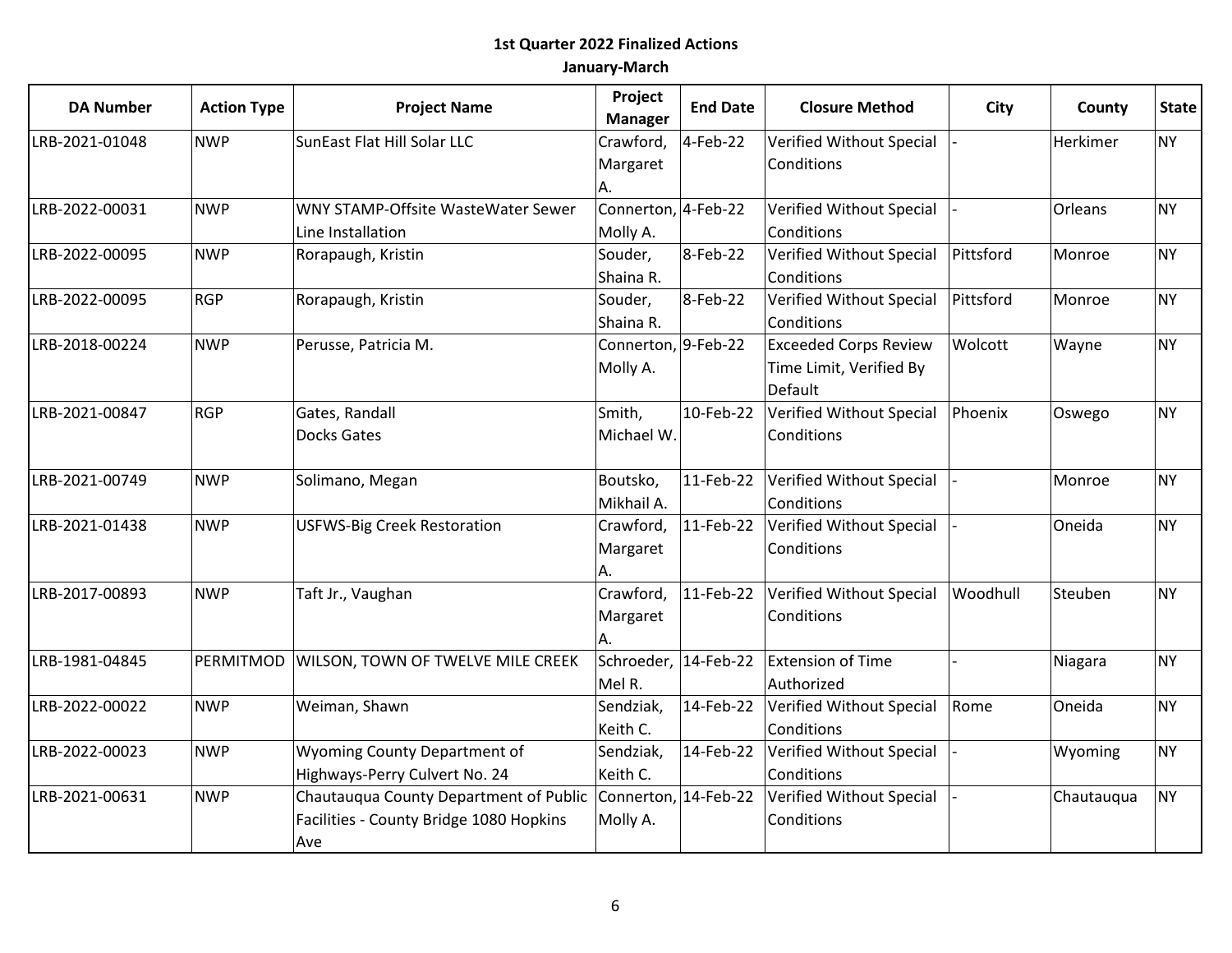**1st Quarter 2022 Finalized Actions**

**January-March**

| DA Number | Action Type | Project Name | Project Manager | End Date | Closure Method | City | County | State |
|---|---|---|---|---|---|---|---|---|
| LRB-2021-01048 | NWP | SunEast Flat Hill Solar LLC | Crawford, Margaret A. | 4-Feb-22 | Verified Without Special Conditions | - | Herkimer | NY |
| LRB-2022-00031 | NWP | WNY STAMP-Offsite WasteWater Sewer Line Installation | Connerton, Molly A. | 4-Feb-22 | Verified Without Special Conditions | - | Orleans | NY |
| LRB-2022-00095 | NWP | Rorapaugh, Kristin | Souder, Shaina R. | 8-Feb-22 | Verified Without Special Conditions | Pittsford | Monroe | NY |
| LRB-2022-00095 | RGP | Rorapaugh, Kristin | Souder, Shaina R. | 8-Feb-22 | Verified Without Special Conditions | Pittsford | Monroe | NY |
| LRB-2018-00224 | NWP | Perusse, Patricia M. | Connerton, Molly A. | 9-Feb-22 | Exceeded Corps Review Time Limit, Verified By Default | Wolcott | Wayne | NY |
| LRB-2021-00847 | RGP | Gates, Randall Docks Gates | Smith, Michael W. | 10-Feb-22 | Verified Without Special Conditions | Phoenix | Oswego | NY |
| LRB-2021-00749 | NWP | Solimano, Megan | Boutsko, Mikhail A. | 11-Feb-22 | Verified Without Special Conditions | - | Monroe | NY |
| LRB-2021-01438 | NWP | USFWS-Big Creek Restoration | Crawford, Margaret A. | 11-Feb-22 | Verified Without Special Conditions | - | Oneida | NY |
| LRB-2017-00893 | NWP | Taft Jr., Vaughan | Crawford, Margaret A. | 11-Feb-22 | Verified Without Special Conditions | Woodhull | Steuben | NY |
| LRB-1981-04845 | PERMITMOD | WILSON, TOWN OF TWELVE MILE CREEK | Schroeder, Mel R. | 14-Feb-22 | Extension of Time Authorized | - | Niagara | NY |
| LRB-2022-00022 | NWP | Weiman, Shawn | Sendziak, Keith C. | 14-Feb-22 | Verified Without Special Conditions | Rome | Oneida | NY |
| LRB-2022-00023 | NWP | Wyoming County Department of Highways-Perry Culvert No. 24 | Sendziak, Keith C. | 14-Feb-22 | Verified Without Special Conditions | - | Wyoming | NY |
| LRB-2021-00631 | NWP | Chautauqua County Department of Public Facilities - County Bridge 1080 Hopkins Ave | Connerton, Molly A. | 14-Feb-22 | Verified Without Special Conditions | - | Chautauqua | NY |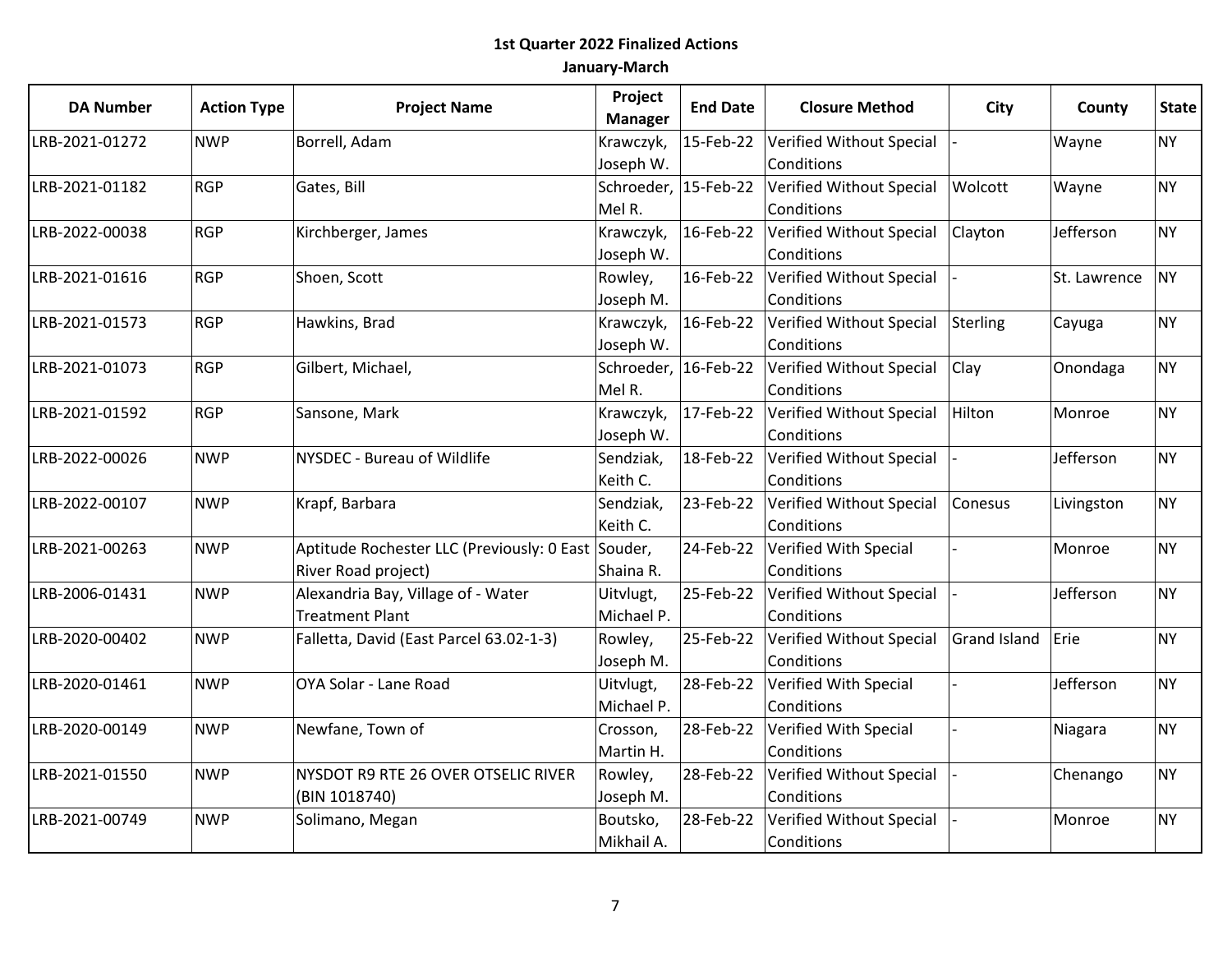# 1st Quarter 2022 Finalized Actions

## January-March

| DA Number | Action Type | Project Name | Project Manager | End Date | Closure Method | City | County | State |
|---|---|---|---|---|---|---|---|---|
| LRB-2021-01272 | NWP | Borrell, Adam | Krawczyk, Joseph W. | 15-Feb-22 | Verified Without Special Conditions | - | Wayne | NY |
| LRB-2021-01182 | RGP | Gates, Bill | Schroeder, Mel R. | 15-Feb-22 | Verified Without Special Conditions | Wolcott | Wayne | NY |
| LRB-2022-00038 | RGP | Kirchberger, James | Krawczyk, Joseph W. | 16-Feb-22 | Verified Without Special Conditions | Clayton | Jefferson | NY |
| LRB-2021-01616 | RGP | Shoen, Scott | Rowley, Joseph M. | 16-Feb-22 | Verified Without Special Conditions | - | St. Lawrence | NY |
| LRB-2021-01573 | RGP | Hawkins, Brad | Krawczyk, Joseph W. | 16-Feb-22 | Verified Without Special Conditions | Sterling | Cayuga | NY |
| LRB-2021-01073 | RGP | Gilbert, Michael, | Schroeder, Mel R. | 16-Feb-22 | Verified Without Special Conditions | Clay | Onondaga | NY |
| LRB-2021-01592 | RGP | Sansone, Mark | Krawczyk, Joseph W. | 17-Feb-22 | Verified Without Special Conditions | Hilton | Monroe | NY |
| LRB-2022-00026 | NWP | NYSDEC - Bureau of Wildlife | Sendziak, Keith C. | 18-Feb-22 | Verified Without Special Conditions | - | Jefferson | NY |
| LRB-2022-00107 | NWP | Krapf, Barbara | Sendziak, Keith C. | 23-Feb-22 | Verified Without Special Conditions | Conesus | Livingston | NY |
| LRB-2021-00263 | NWP | Aptitude Rochester LLC (Previously: 0 East River Road project) | Souder, Shaina R. | 24-Feb-22 | Verified With Special Conditions | - | Monroe | NY |
| LRB-2006-01431 | NWP | Alexandria Bay, Village of - Water Treatment Plant | Uitvlugt, Michael P. | 25-Feb-22 | Verified Without Special Conditions | - | Jefferson | NY |
| LRB-2020-00402 | NWP | Falletta, David (East Parcel 63.02-1-3) | Rowley, Joseph M. | 25-Feb-22 | Verified Without Special Conditions | Grand Island | Erie | NY |
| LRB-2020-01461 | NWP | OYA Solar - Lane Road | Uitvlugt, Michael P. | 28-Feb-22 | Verified With Special Conditions | - | Jefferson | NY |
| LRB-2020-00149 | NWP | Newfane, Town of | Crosson, Martin H. | 28-Feb-22 | Verified With Special Conditions | - | Niagara | NY |
| LRB-2021-01550 | NWP | NYSDOT R9 RTE 26 OVER OTSELIC RIVER (BIN 1018740) | Rowley, Joseph M. | 28-Feb-22 | Verified Without Special Conditions | - | Chenango | NY |
| LRB-2021-00749 | NWP | Solimano, Megan | Boutsko, Mikhail A. | 28-Feb-22 | Verified Without Special Conditions | - | Monroe | NY |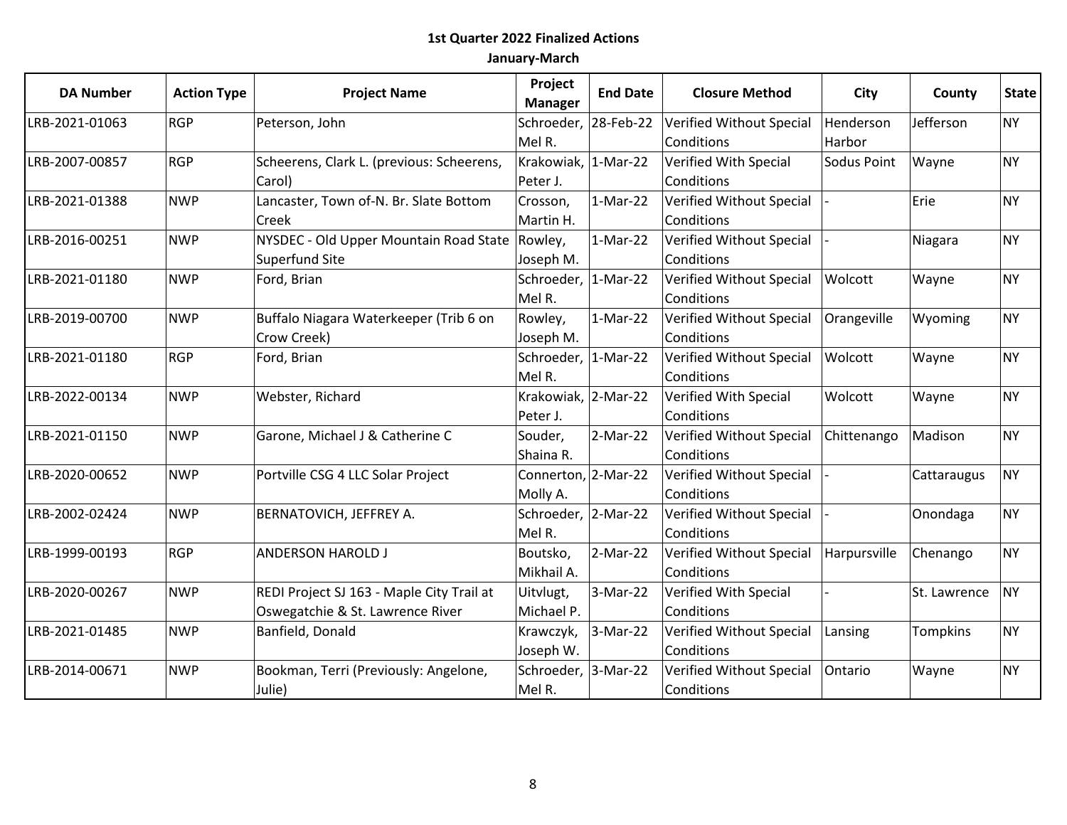## 1st Quarter 2022 Finalized Actions

### January-March

| DA Number | Action Type | Project Name | Project Manager | End Date | Closure Method | City | County | State |
|---|---|---|---|---|---|---|---|---|
| LRB-2021-01063 | RGP | Peterson, John | Schroeder, Mel R. | 28-Feb-22 | Verified Without Special Conditions | Henderson Harbor | Jefferson | NY |
| LRB-2007-00857 | RGP | Scheerens, Clark L. (previous: Scheerens, Carol) | Krakowiak, Peter J. | 1-Mar-22 | Verified With Special Conditions | Sodus Point | Wayne | NY |
| LRB-2021-01388 | NWP | Lancaster, Town of-N. Br. Slate Bottom Creek | Crosson, Martin H. | 1-Mar-22 | Verified Without Special Conditions | - | Erie | NY |
| LRB-2016-00251 | NWP | NYSDEC - Old Upper Mountain Road State Superfund Site | Rowley, Joseph M. | 1-Mar-22 | Verified Without Special Conditions | - | Niagara | NY |
| LRB-2021-01180 | NWP | Ford, Brian | Schroeder, Mel R. | 1-Mar-22 | Verified Without Special Conditions | Wolcott | Wayne | NY |
| LRB-2019-00700 | NWP | Buffalo Niagara Waterkeeper (Trib 6 on Crow Creek) | Rowley, Joseph M. | 1-Mar-22 | Verified Without Special Conditions | Orangeville | Wyoming | NY |
| LRB-2021-01180 | RGP | Ford, Brian | Schroeder, Mel R. | 1-Mar-22 | Verified Without Special Conditions | Wolcott | Wayne | NY |
| LRB-2022-00134 | NWP | Webster, Richard | Krakowiak, Peter J. | 2-Mar-22 | Verified With Special Conditions | Wolcott | Wayne | NY |
| LRB-2021-01150 | NWP | Garone, Michael J & Catherine C | Souder, Shaina R. | 2-Mar-22 | Verified Without Special Conditions | Chittenango | Madison | NY |
| LRB-2020-00652 | NWP | Portville CSG 4 LLC Solar Project | Connerton, Molly A. | 2-Mar-22 | Verified Without Special Conditions | - | Cattaraugus | NY |
| LRB-2002-02424 | NWP | BERNATOVICH, JEFFREY A. | Schroeder, Mel R. | 2-Mar-22 | Verified Without Special Conditions | - | Onondaga | NY |
| LRB-1999-00193 | RGP | ANDERSON HAROLD J | Boutsko, Mikhail A. | 2-Mar-22 | Verified Without Special Conditions | Harpursville | Chenango | NY |
| LRB-2020-00267 | NWP | REDI Project SJ 163 - Maple City Trail at Oswegatchie & St. Lawrence River | Uitvlugt, Michael P. | 3-Mar-22 | Verified With Special Conditions | - | St. Lawrence | NY |
| LRB-2021-01485 | NWP | Banfield, Donald | Krawczyk, Joseph W. | 3-Mar-22 | Verified Without Special Conditions | Lansing | Tompkins | NY |
| LRB-2014-00671 | NWP | Bookman, Terri (Previously: Angelone, Julie) | Schroeder, Mel R. | 3-Mar-22 | Verified Without Special Conditions | Ontario | Wayne | NY |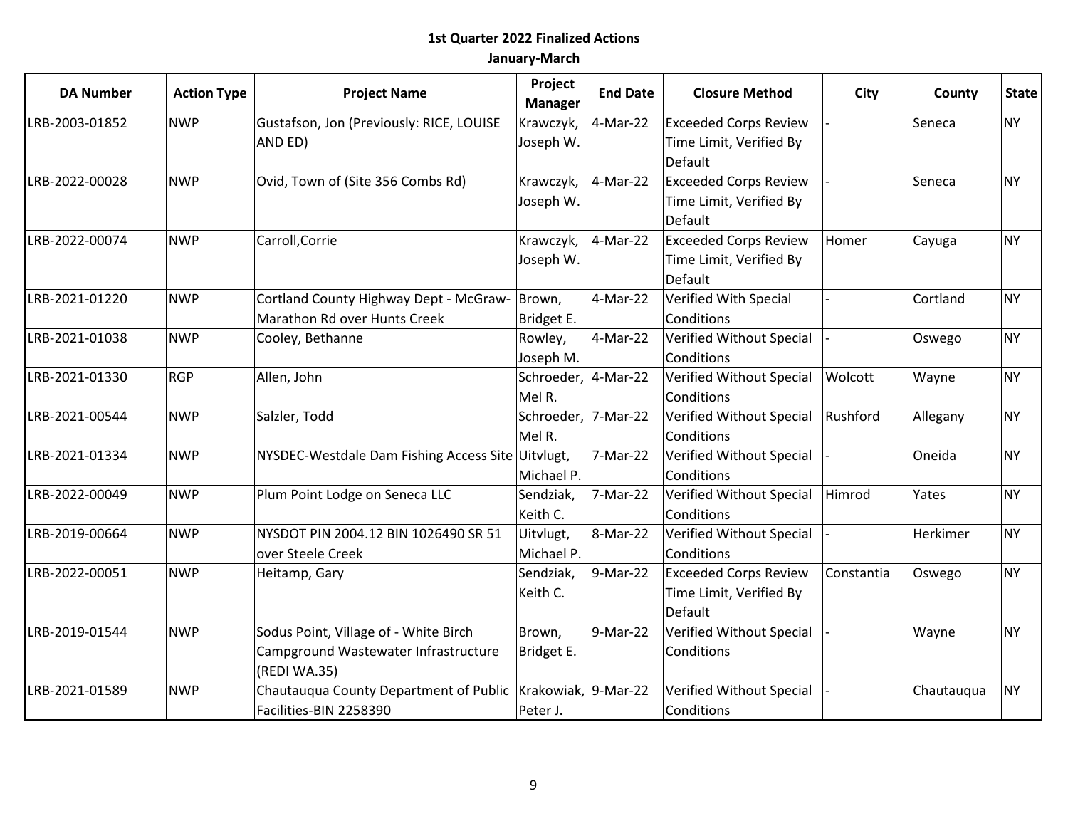# 1st Quarter 2022 Finalized Actions

## January-March

| DA Number | Action Type | Project Name | Project Manager | End Date | Closure Method | City | County | State |
|---|---|---|---|---|---|---|---|---|
| LRB-2003-01852 | NWP | Gustafson, Jon (Previously: RICE, LOUISE AND ED) | Krawczyk, Joseph W. | 4-Mar-22 | Exceeded Corps Review Time Limit, Verified By Default | - | Seneca | NY |
| LRB-2022-00028 | NWP | Ovid, Town of (Site 356 Combs Rd) | Krawczyk, Joseph W. | 4-Mar-22 | Exceeded Corps Review Time Limit, Verified By Default | - | Seneca | NY |
| LRB-2022-00074 | NWP | Carroll,Corrie | Krawczyk, Joseph W. | 4-Mar-22 | Exceeded Corps Review Time Limit, Verified By Default | Homer | Cayuga | NY |
| LRB-2021-01220 | NWP | Cortland County Highway Dept - McGraw-Marathon Rd over Hunts Creek | Brown, Bridget E. | 4-Mar-22 | Verified With Special Conditions | - | Cortland | NY |
| LRB-2021-01038 | NWP | Cooley, Bethanne | Rowley, Joseph M. | 4-Mar-22 | Verified Without Special Conditions | - | Oswego | NY |
| LRB-2021-01330 | RGP | Allen, John | Schroeder, Mel R. | 4-Mar-22 | Verified Without Special Conditions | Wolcott | Wayne | NY |
| LRB-2021-00544 | NWP | Salzler, Todd | Schroeder, Mel R. | 7-Mar-22 | Verified Without Special Conditions | Rushford | Allegany | NY |
| LRB-2021-01334 | NWP | NYSDEC-Westdale Dam Fishing Access Site | Uitvlugt, Michael P. | 7-Mar-22 | Verified Without Special Conditions | - | Oneida | NY |
| LRB-2022-00049 | NWP | Plum Point Lodge on Seneca LLC | Sendziak, Keith C. | 7-Mar-22 | Verified Without Special Conditions | Himrod | Yates | NY |
| LRB-2019-00664 | NWP | NYSDOT PIN 2004.12 BIN 1026490 SR 51 over Steele Creek | Uitvlugt, Michael P. | 8-Mar-22 | Verified Without Special Conditions | - | Herkimer | NY |
| LRB-2022-00051 | NWP | Heitamp, Gary | Sendziak, Keith C. | 9-Mar-22 | Exceeded Corps Review Time Limit, Verified By Default | Constantia | Oswego | NY |
| LRB-2019-01544 | NWP | Sodus Point, Village of - White Birch Campground Wastewater Infrastructure (REDI WA.35) | Brown, Bridget E. | 9-Mar-22 | Verified Without Special Conditions | - | Wayne | NY |
| LRB-2021-01589 | NWP | Chautauqua County Department of Public Facilities-BIN 2258390 | Krakowiak, Peter J. | 9-Mar-22 | Verified Without Special Conditions | - | Chautauqua | NY |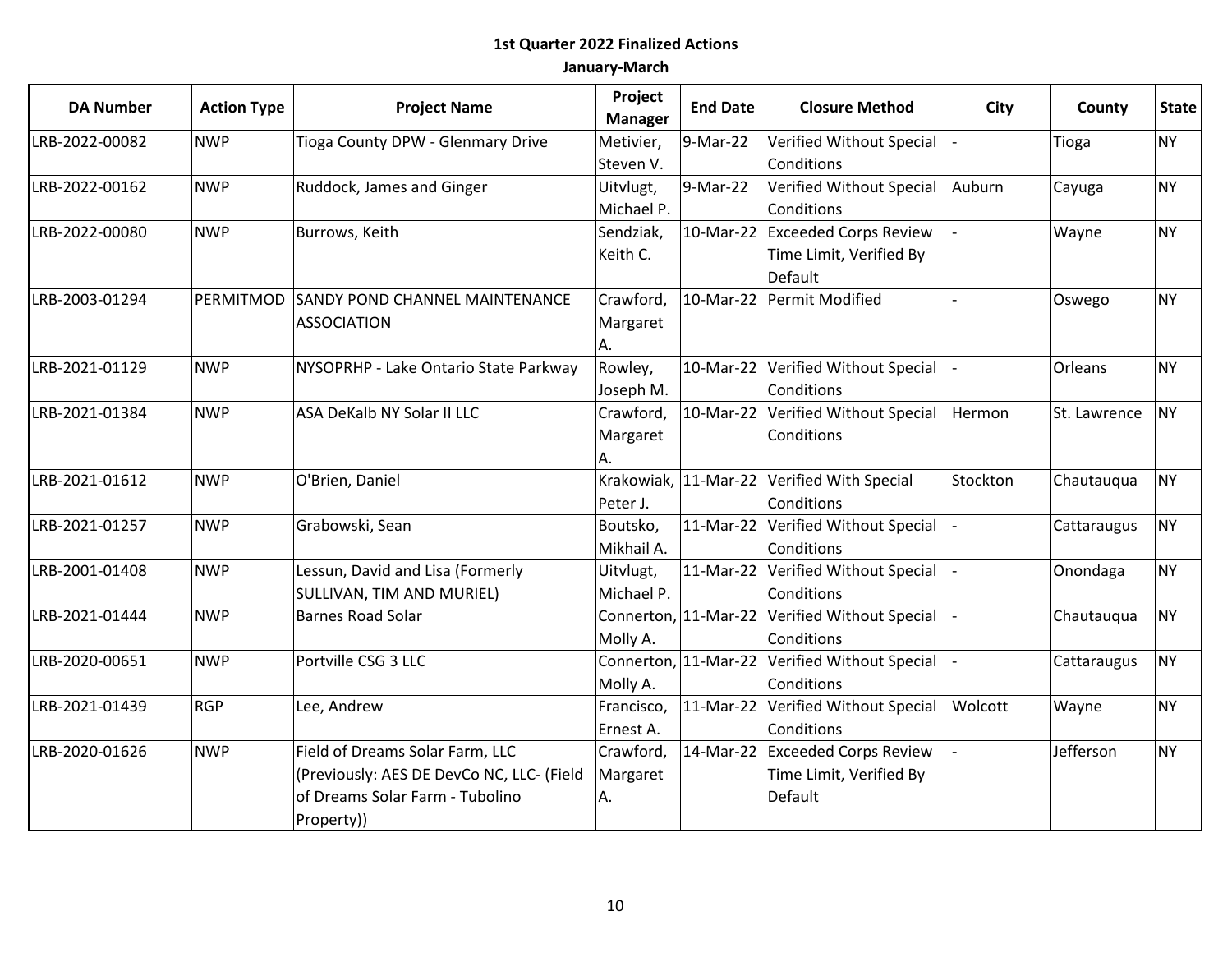**1st Quarter 2022 Finalized Actions**

**January-March**

| DA Number | Action Type | Project Name | Project Manager | End Date | Closure Method | City | County | State |
|---|---|---|---|---|---|---|---|---|
| LRB-2022-00082 | NWP | Tioga County DPW - Glenmary Drive | Metivier, Steven V. | 9-Mar-22 | Verified Without Special Conditions | - | Tioga | NY |
| LRB-2022-00162 | NWP | Ruddock, James and Ginger | Uitvlugt, Michael P. | 9-Mar-22 | Verified Without Special Conditions | Auburn | Cayuga | NY |
| LRB-2022-00080 | NWP | Burrows, Keith | Sendziak, Keith C. | 10-Mar-22 | Exceeded Corps Review Time Limit, Verified By Default | - | Wayne | NY |
| LRB-2003-01294 | PERMITMOD | SANDY POND CHANNEL MAINTENANCE ASSOCIATION | Crawford, Margaret A. | 10-Mar-22 | Permit Modified | - | Oswego | NY |
| LRB-2021-01129 | NWP | NYSOPRHP - Lake Ontario State Parkway | Rowley, Joseph M. | 10-Mar-22 | Verified Without Special Conditions | - | Orleans | NY |
| LRB-2021-01384 | NWP | ASA DeKalb NY Solar II LLC | Crawford, Margaret A. | 10-Mar-22 | Verified Without Special Conditions | Hermon | St. Lawrence | NY |
| LRB-2021-01612 | NWP | O'Brien, Daniel | Krakowiak, Peter J. | 11-Mar-22 | Verified With Special Conditions | Stockton | Chautauqua | NY |
| LRB-2021-01257 | NWP | Grabowski, Sean | Boutsko, Mikhail A. | 11-Mar-22 | Verified Without Special Conditions | - | Cattaraugus | NY |
| LRB-2001-01408 | NWP | Lessun, David and Lisa (Formerly SULLIVAN, TIM AND MURIEL) | Uitvlugt, Michael P. | 11-Mar-22 | Verified Without Special Conditions | - | Onondaga | NY |
| LRB-2021-01444 | NWP | Barnes Road Solar | Connerton, Molly A. | 11-Mar-22 | Verified Without Special Conditions | - | Chautauqua | NY |
| LRB-2020-00651 | NWP | Portville CSG 3 LLC | Connerton, Molly A. | 11-Mar-22 | Verified Without Special Conditions | - | Cattaraugus | NY |
| LRB-2021-01439 | RGP | Lee, Andrew | Francisco, Ernest A. | 11-Mar-22 | Verified Without Special Conditions | Wolcott | Wayne | NY |
| LRB-2020-01626 | NWP | Field of Dreams Solar Farm, LLC (Previously: AES DE DevCo NC, LLC- (Field of Dreams Solar Farm - Tubolino Property)) | Crawford, Margaret A. | 14-Mar-22 | Exceeded Corps Review Time Limit, Verified By Default | - | Jefferson | NY |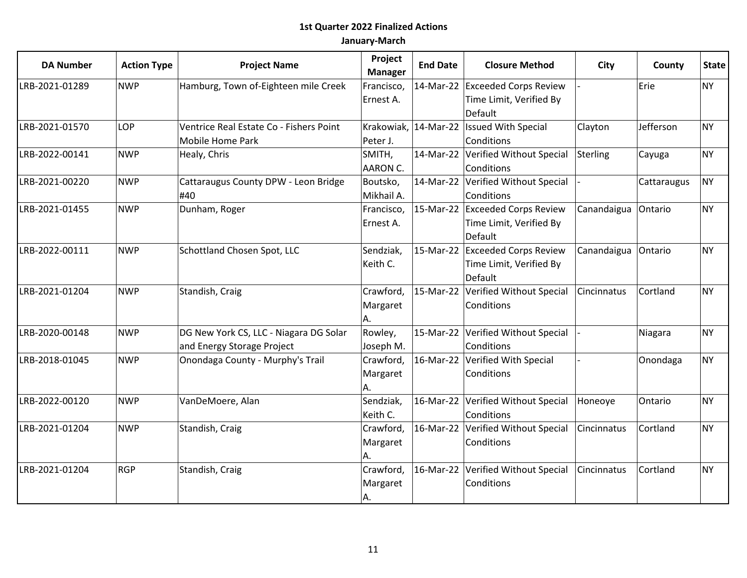**1st Quarter 2022 Finalized Actions**

**January-March**

| DA Number | Action Type | Project Name | Project Manager | End Date | Closure Method | City | County | State |
|---|---|---|---|---|---|---|---|---|
| LRB-2021-01289 | NWP | Hamburg, Town of-Eighteen mile Creek | Francisco, Ernest A. | 14-Mar-22 | Exceeded Corps Review Time Limit, Verified By Default | - | Erie | NY |
| LRB-2021-01570 | LOP | Ventrice Real Estate Co - Fishers Point Mobile Home Park | Krakowiak, Peter J. | 14-Mar-22 | Issued With Special Conditions | Clayton | Jefferson | NY |
| LRB-2022-00141 | NWP | Healy, Chris | SMITH, AARON C. | 14-Mar-22 | Verified Without Special Conditions | Sterling | Cayuga | NY |
| LRB-2021-00220 | NWP | Cattaraugus County DPW - Leon Bridge #40 | Boutsko, Mikhail A. | 14-Mar-22 | Verified Without Special Conditions | - | Cattaraugus | NY |
| LRB-2021-01455 | NWP | Dunham, Roger | Francisco, Ernest A. | 15-Mar-22 | Exceeded Corps Review Time Limit, Verified By Default | Canandaigua | Ontario | NY |
| LRB-2022-00111 | NWP | Schottland Chosen Spot, LLC | Sendziak, Keith C. | 15-Mar-22 | Exceeded Corps Review Time Limit, Verified By Default | Canandaigua | Ontario | NY |
| LRB-2021-01204 | NWP | Standish, Craig | Crawford, Margaret A. | 15-Mar-22 | Verified Without Special Conditions | Cincinnatus | Cortland | NY |
| LRB-2020-00148 | NWP | DG New York CS, LLC - Niagara DG Solar and Energy Storage Project | Rowley, Joseph M. | 15-Mar-22 | Verified Without Special Conditions | - | Niagara | NY |
| LRB-2018-01045 | NWP | Onondaga County - Murphy's Trail | Crawford, Margaret A. | 16-Mar-22 | Verified With Special Conditions | - | Onondaga | NY |
| LRB-2022-00120 | NWP | VanDeMoere, Alan | Sendziak, Keith C. | 16-Mar-22 | Verified Without Special Conditions | Honeoye | Ontario | NY |
| LRB-2021-01204 | NWP | Standish, Craig | Crawford, Margaret A. | 16-Mar-22 | Verified Without Special Conditions | Cincinnatus | Cortland | NY |
| LRB-2021-01204 | RGP | Standish, Craig | Crawford, Margaret A. | 16-Mar-22 | Verified Without Special Conditions | Cincinnatus | Cortland | NY |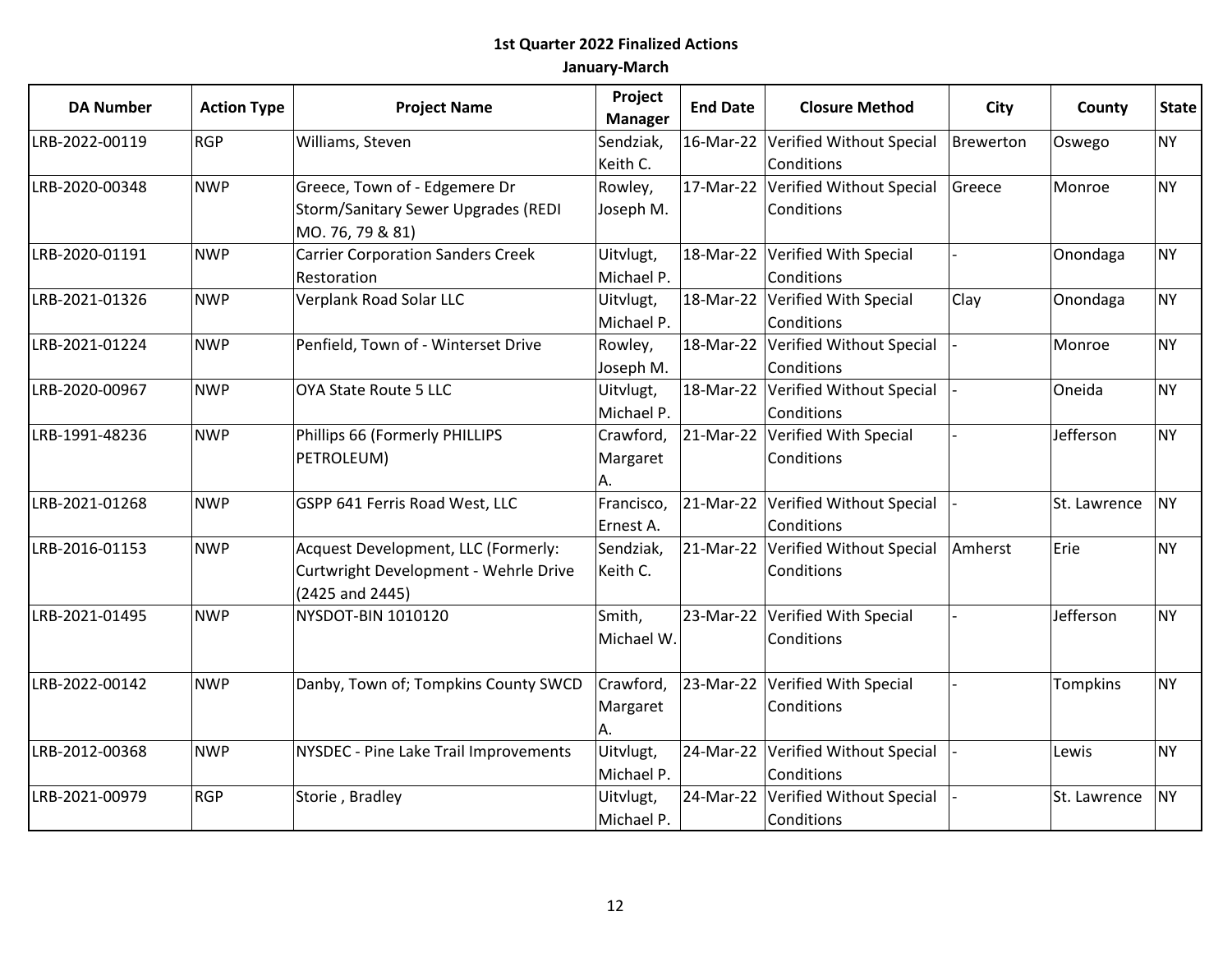**1st Quarter 2022 Finalized Actions**

**January-March**

| DA Number | Action Type | Project Name | Project Manager | End Date | Closure Method | City | County | State |
|---|---|---|---|---|---|---|---|---|
| LRB-2022-00119 | RGP | Williams, Steven | Sendziak, Keith C. | 16-Mar-22 | Verified Without Special Conditions | Brewerton | Oswego | NY |
| LRB-2020-00348 | NWP | Greece, Town of - Edgemere Dr Storm/Sanitary Sewer Upgrades (REDI MO. 76, 79 & 81) | Rowley, Joseph M. | 17-Mar-22 | Verified Without Special Conditions | Greece | Monroe | NY |
| LRB-2020-01191 | NWP | Carrier Corporation Sanders Creek Restoration | Uitvlugt, Michael P. | 18-Mar-22 | Verified With Special Conditions | - | Onondaga | NY |
| LRB-2021-01326 | NWP | Verplank Road Solar LLC | Uitvlugt, Michael P. | 18-Mar-22 | Verified With Special Conditions | Clay | Onondaga | NY |
| LRB-2021-01224 | NWP | Penfield, Town of - Winterset Drive | Rowley, Joseph M. | 18-Mar-22 | Verified Without Special Conditions | - | Monroe | NY |
| LRB-2020-00967 | NWP | OYA State Route 5 LLC | Uitvlugt, Michael P. | 18-Mar-22 | Verified Without Special Conditions | - | Oneida | NY |
| LRB-1991-48236 | NWP | Phillips 66 (Formerly PHILLIPS PETROLEUM) | Crawford, Margaret A. | 21-Mar-22 | Verified With Special Conditions | - | Jefferson | NY |
| LRB-2021-01268 | NWP | GSPP 641 Ferris Road West, LLC | Francisco, Ernest A. | 21-Mar-22 | Verified Without Special Conditions | - | St. Lawrence | NY |
| LRB-2016-01153 | NWP | Acquest Development, LLC (Formerly: Curtwright Development - Wehrle Drive (2425 and 2445) | Sendziak, Keith C. | 21-Mar-22 | Verified Without Special Conditions | Amherst | Erie | NY |
| LRB-2021-01495 | NWP | NYSDOT-BIN 1010120 | Smith, Michael W. | 23-Mar-22 | Verified With Special Conditions | - | Jefferson | NY |
| LRB-2022-00142 | NWP | Danby, Town of; Tompkins County SWCD | Crawford, Margaret A. | 23-Mar-22 | Verified With Special Conditions | - | Tompkins | NY |
| LRB-2012-00368 | NWP | NYSDEC - Pine Lake Trail Improvements | Uitvlugt, Michael P. | 24-Mar-22 | Verified Without Special Conditions | - | Lewis | NY |
| LRB-2021-00979 | RGP | Storie , Bradley | Uitvlugt, Michael P. | 24-Mar-22 | Verified Without Special Conditions | - | St. Lawrence | NY |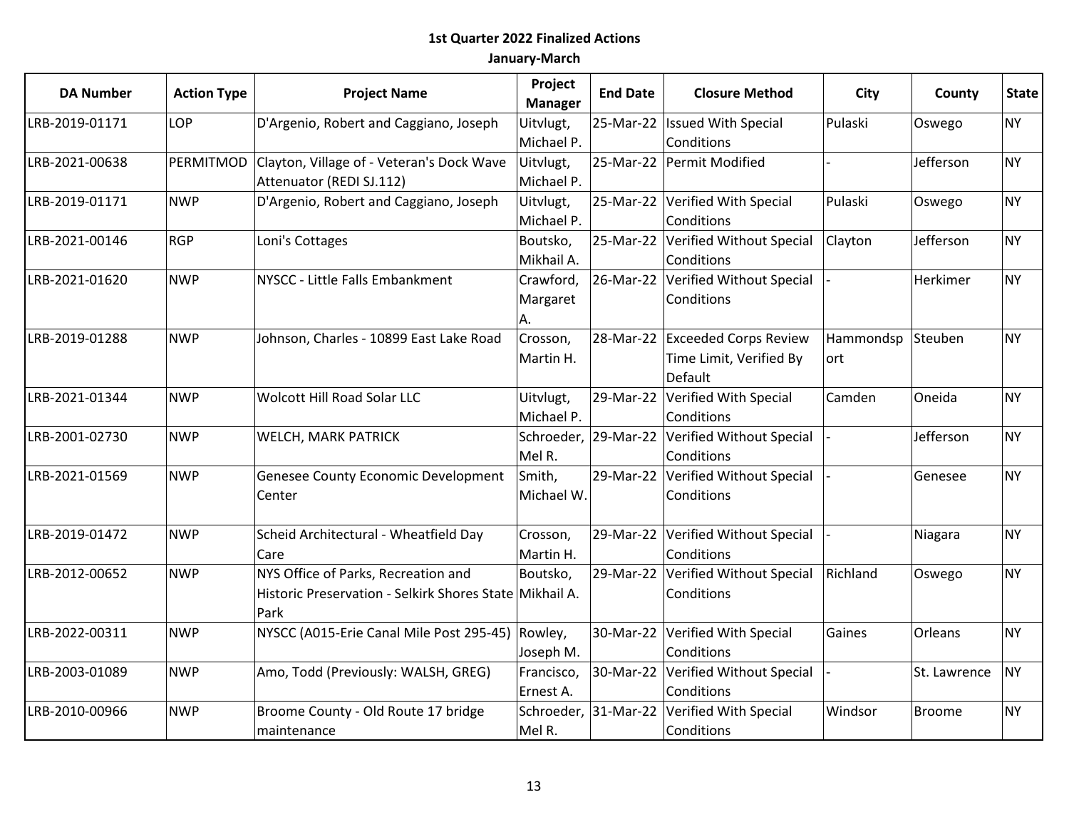**1st Quarter 2022 Finalized Actions**

**January-March**

| DA Number | Action Type | Project Name | Project Manager | End Date | Closure Method | City | County | State |
|---|---|---|---|---|---|---|---|---|
| LRB-2019-01171 | LOP | D'Argenio, Robert and Caggiano, Joseph | Uitvlugt, Michael P. | 25-Mar-22 | Issued With Special Conditions | Pulaski | Oswego | NY |
| LRB-2021-00638 | PERMITMOD | Clayton, Village of - Veteran's Dock Wave Attenuator (REDI SJ.112) | Uitvlugt, Michael P. | 25-Mar-22 | Permit Modified | - | Jefferson | NY |
| LRB-2019-01171 | NWP | D'Argenio, Robert and Caggiano, Joseph | Uitvlugt, Michael P. | 25-Mar-22 | Verified With Special Conditions | Pulaski | Oswego | NY |
| LRB-2021-00146 | RGP | Loni's Cottages | Boutsko, Mikhail A. | 25-Mar-22 | Verified Without Special Conditions | Clayton | Jefferson | NY |
| LRB-2021-01620 | NWP | NYSCC - Little Falls Embankment | Crawford, Margaret A. | 26-Mar-22 | Verified Without Special Conditions | - | Herkimer | NY |
| LRB-2019-01288 | NWP | Johnson, Charles - 10899 East Lake Road | Crosson, Martin H. | 28-Mar-22 | Exceeded Corps Review Time Limit, Verified By Default | Hammondsport | Steuben | NY |
| LRB-2021-01344 | NWP | Wolcott Hill Road Solar LLC | Uitvlugt, Michael P. | 29-Mar-22 | Verified With Special Conditions | Camden | Oneida | NY |
| LRB-2001-02730 | NWP | WELCH, MARK PATRICK | Schroeder, Mel R. | 29-Mar-22 | Verified Without Special Conditions | - | Jefferson | NY |
| LRB-2021-01569 | NWP | Genesee County Economic Development Center | Smith, Michael W. | 29-Mar-22 | Verified Without Special Conditions | - | Genesee | NY |
| LRB-2019-01472 | NWP | Scheid Architectural - Wheatfield Day Care | Crosson, Martin H. | 29-Mar-22 | Verified Without Special Conditions | - | Niagara | NY |
| LRB-2012-00652 | NWP | NYS Office of Parks, Recreation and Historic Preservation - Selkirk Shores State Park | Boutsko, Mikhail A. | 29-Mar-22 | Verified Without Special Conditions | Richland | Oswego | NY |
| LRB-2022-00311 | NWP | NYSCC (A015-Erie Canal Mile Post 295-45) | Rowley, Joseph M. | 30-Mar-22 | Verified With Special Conditions | Gaines | Orleans | NY |
| LRB-2003-01089 | NWP | Amo, Todd (Previously: WALSH, GREG) | Francisco, Ernest A. | 30-Mar-22 | Verified Without Special Conditions | - | St. Lawrence | NY |
| LRB-2010-00966 | NWP | Broome County - Old Route 17 bridge maintenance | Schroeder, Mel R. | 31-Mar-22 | Verified With Special Conditions | Windsor | Broome | NY |